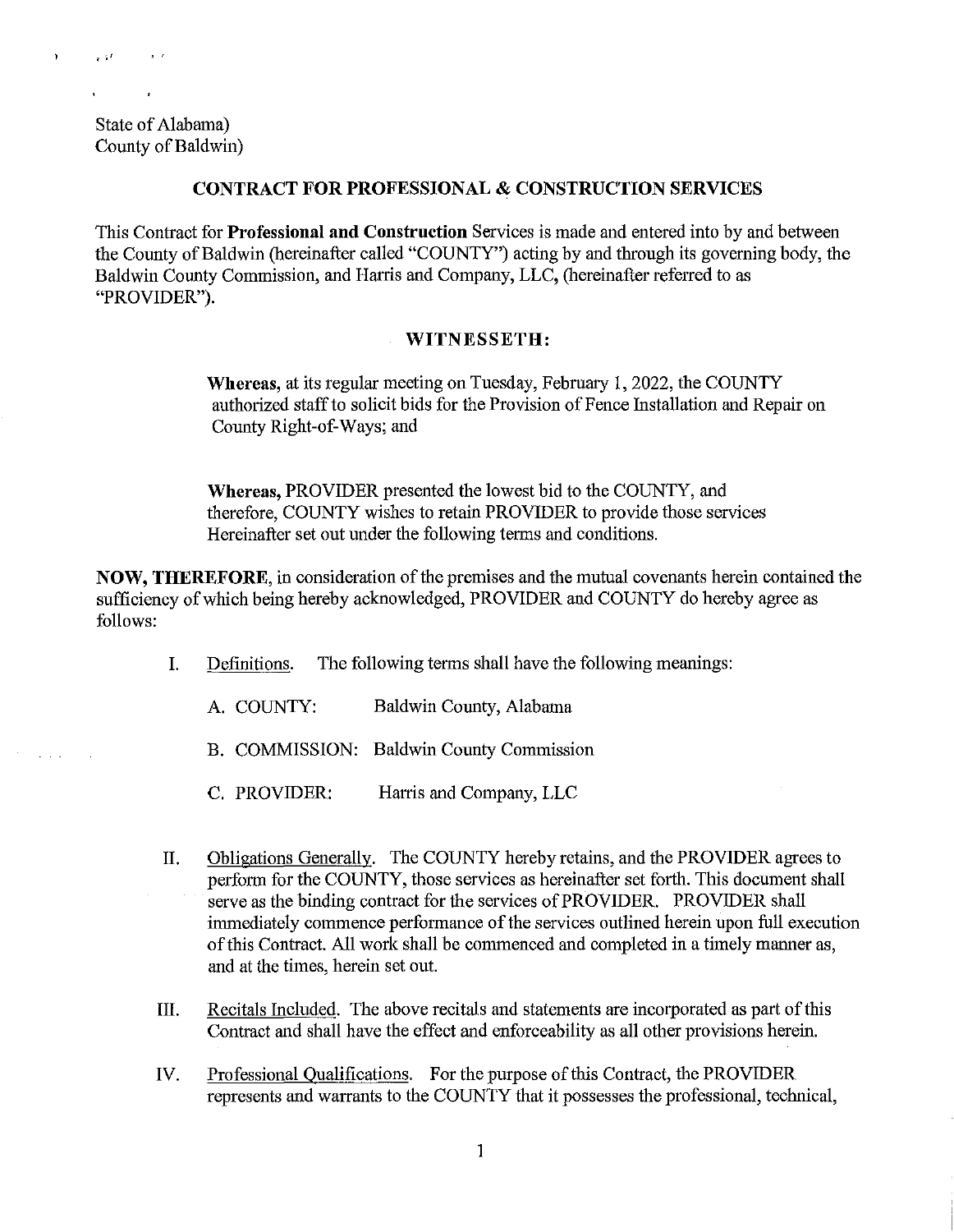State of Alabama)
County of Baldwin)

## CONTRACT FOR PROFESSIONAL & CONSTRUCTION SERVICES

This Contract for **Professional and Construction** Services is made and entered into by and between the County of Baldwin (hereinafter called "COUNTY") acting by and through its governing body, the Baldwin County Commission, and Harris and Company, LLC, (hereinafter referred to as "PROVIDER").

### WITNESSETH:

**Whereas,** at its regular meeting on Tuesday, February 1, 2022, the COUNTY authorized staff to solicit bids for the Provision of Fence Installation and Repair on County Right-of-Ways; and

**Whereas,** PROVIDER presented the lowest bid to the COUNTY, and therefore, COUNTY wishes to retain PROVIDER to provide those services Hereinafter set out under the following terms and conditions.

**NOW, THEREFORE,** in consideration of the premises and the mutual covenants herein contained the sufficiency of which being hereby acknowledged, PROVIDER and COUNTY do hereby agree as follows:

I. Definitions. The following terms shall have the following meanings:

   A. COUNTY: Baldwin County, Alabama

   B. COMMISSION: Baldwin County Commission

   C. PROVIDER: Harris and Company, LLC

II. Obligations Generally. The COUNTY hereby retains, and the PROVIDER agrees to perform for the COUNTY, those services as hereinafter set forth. This document shall serve as the binding contract for the services of PROVIDER. PROVIDER shall immediately commence performance of the services outlined herein upon full execution of this Contract. All work shall be commenced and completed in a timely manner as, and at the times, herein set out.

III. Recitals Included. The above recitals and statements are incorporated as part of this Contract and shall have the effect and enforceability as all other provisions herein.

IV. Professional Qualifications. For the purpose of this Contract, the PROVIDER represents and warrants to the COUNTY that it possesses the professional, technical,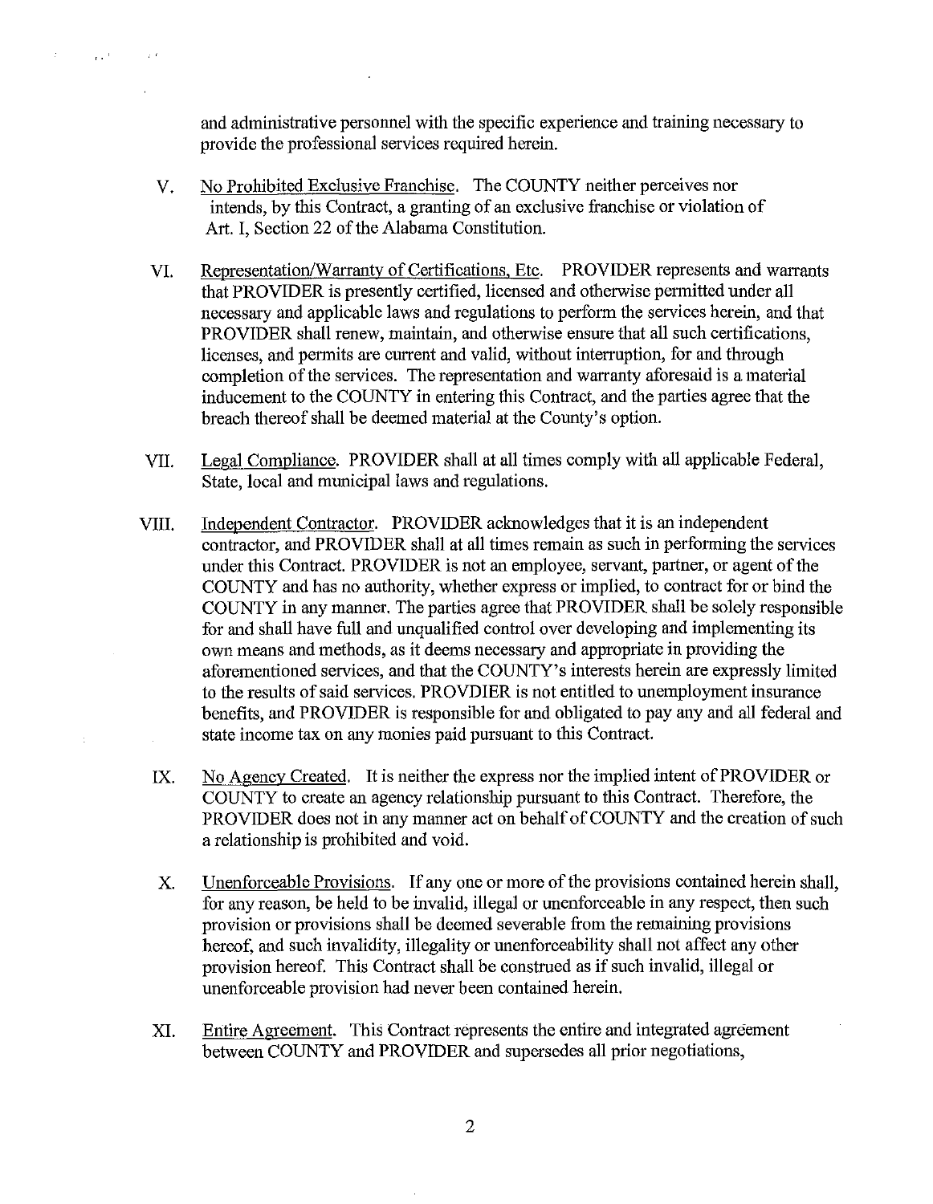and administrative personnel with the specific experience and training necessary to provide the professional services required herein.

V. <u>No Prohibited Exclusive Franchise</u>. The COUNTY neither perceives nor intends, by this Contract, a granting of an exclusive franchise or violation of Art. I, Section 22 of the Alabama Constitution.

VI. <u>Representation/Warranty of Certifications, Etc.</u> PROVIDER represents and warrants that PROVIDER is presently certified, licensed and otherwise permitted under all necessary and applicable laws and regulations to perform the services herein, and that PROVIDER shall renew, maintain, and otherwise ensure that all such certifications, licenses, and permits are current and valid, without interruption, for and through completion of the services. The representation and warranty aforesaid is a material inducement to the COUNTY in entering this Contract, and the parties agree that the breach thereof shall be deemed material at the County's option.

VII. <u>Legal Compliance</u>. PROVIDER shall at all times comply with all applicable Federal, State, local and municipal laws and regulations.

VIII. <u>Independent Contractor</u>. PROVIDER acknowledges that it is an independent contractor, and PROVIDER shall at all times remain as such in performing the services under this Contract. PROVIDER is not an employee, servant, partner, or agent of the COUNTY and has no authority, whether express or implied, to contract for or bind the COUNTY in any manner. The parties agree that PROVIDER shall be solely responsible for and shall have full and unqualified control over developing and implementing its own means and methods, as it deems necessary and appropriate in providing the aforementioned services, and that the COUNTY's interests herein are expressly limited to the results of said services. PROVDIER is not entitled to unemployment insurance benefits, and PROVIDER is responsible for and obligated to pay any and all federal and state income tax on any monies paid pursuant to this Contract.

IX. <u>No Agency Created</u>. It is neither the express nor the implied intent of PROVIDER or COUNTY to create an agency relationship pursuant to this Contract. Therefore, the PROVIDER does not in any manner act on behalf of COUNTY and the creation of such a relationship is prohibited and void.

X. <u>Unenforceable Provisions</u>. If any one or more of the provisions contained herein shall, for any reason, be held to be invalid, illegal or unenforceable in any respect, then such provision or provisions shall be deemed severable from the remaining provisions hereof, and such invalidity, illegality or unenforceability shall not affect any other provision hereof. This Contract shall be construed as if such invalid, illegal or unenforceable provision had never been contained herein.

XI. <u>Entire Agreement</u>. This Contract represents the entire and integrated agreement between COUNTY and PROVIDER and supersedes all prior negotiations,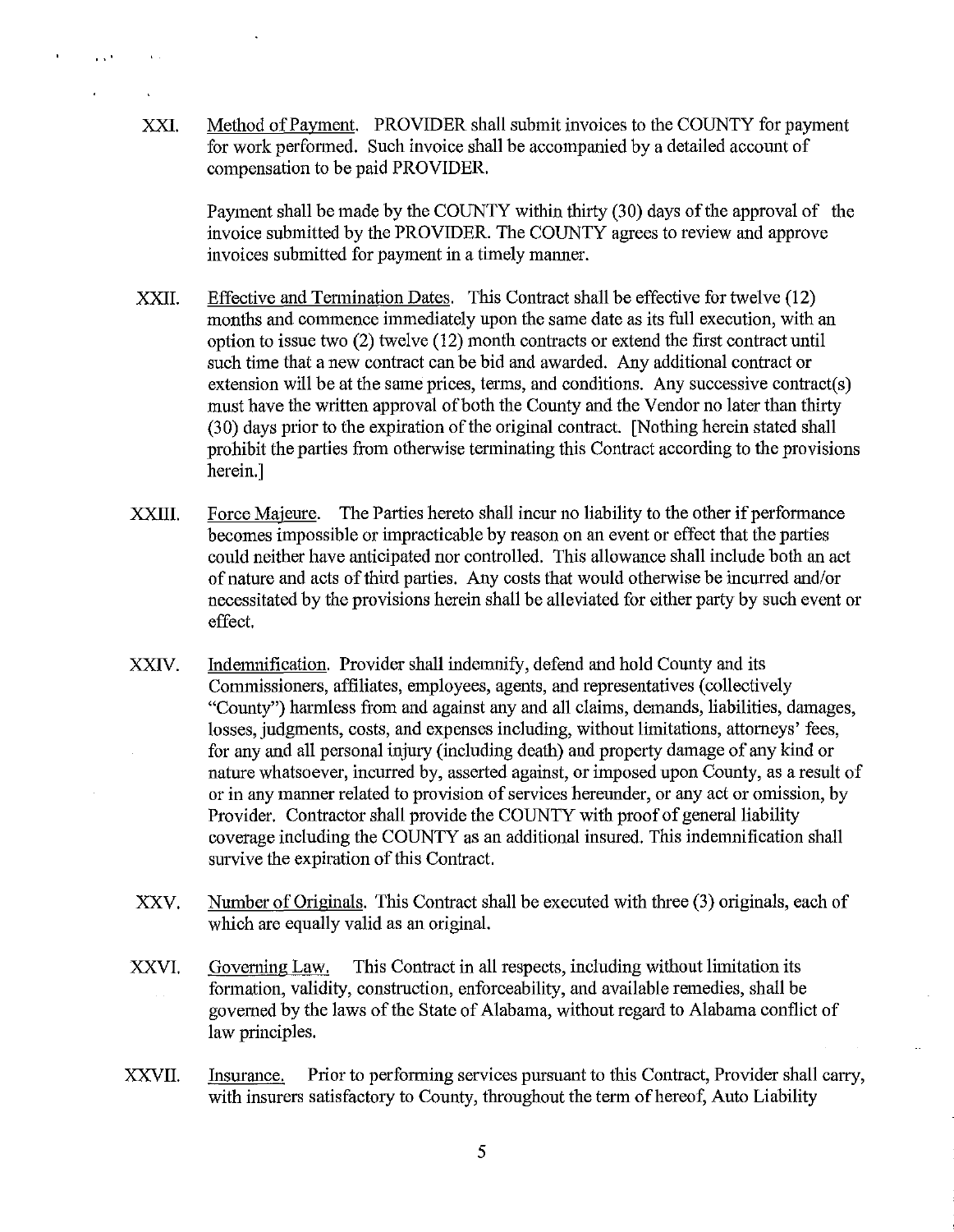XXI. Method of Payment. PROVIDER shall submit invoices to the COUNTY for payment for work performed. Such invoice shall be accompanied by a detailed account of compensation to be paid PROVIDER.

Payment shall be made by the COUNTY within thirty (30) days of the approval of the invoice submitted by the PROVIDER. The COUNTY agrees to review and approve invoices submitted for payment in a timely manner.

XXII. Effective and Termination Dates. This Contract shall be effective for twelve (12) months and commence immediately upon the same date as its full execution, with an option to issue two (2) twelve (12) month contracts or extend the first contract until such time that a new contract can be bid and awarded. Any additional contract or extension will be at the same prices, terms, and conditions. Any successive contract(s) must have the written approval of both the County and the Vendor no later than thirty (30) days prior to the expiration of the original contract. [Nothing herein stated shall prohibit the parties from otherwise terminating this Contract according to the provisions herein.]

XXIII. Force Majeure. The Parties hereto shall incur no liability to the other if performance becomes impossible or impracticable by reason on an event or effect that the parties could neither have anticipated nor controlled. This allowance shall include both an act of nature and acts of third parties. Any costs that would otherwise be incurred and/or necessitated by the provisions herein shall be alleviated for either party by such event or effect.

XXIV. Indemnification. Provider shall indemnify, defend and hold County and its Commissioners, affiliates, employees, agents, and representatives (collectively "County") harmless from and against any and all claims, demands, liabilities, damages, losses, judgments, costs, and expenses including, without limitations, attorneys' fees, for any and all personal injury (including death) and property damage of any kind or nature whatsoever, incurred by, asserted against, or imposed upon County, as a result of or in any manner related to provision of services hereunder, or any act or omission, by Provider. Contractor shall provide the COUNTY with proof of general liability coverage including the COUNTY as an additional insured. This indemnification shall survive the expiration of this Contract.

XXV. Number of Originals. This Contract shall be executed with three (3) originals, each of which are equally valid as an original.

XXVI. Governing Law. This Contract in all respects, including without limitation its formation, validity, construction, enforceability, and available remedies, shall be governed by the laws of the State of Alabama, without regard to Alabama conflict of law principles.

XXVII. Insurance. Prior to performing services pursuant to this Contract, Provider shall carry, with insurers satisfactory to County, throughout the term of hereof, Auto Liability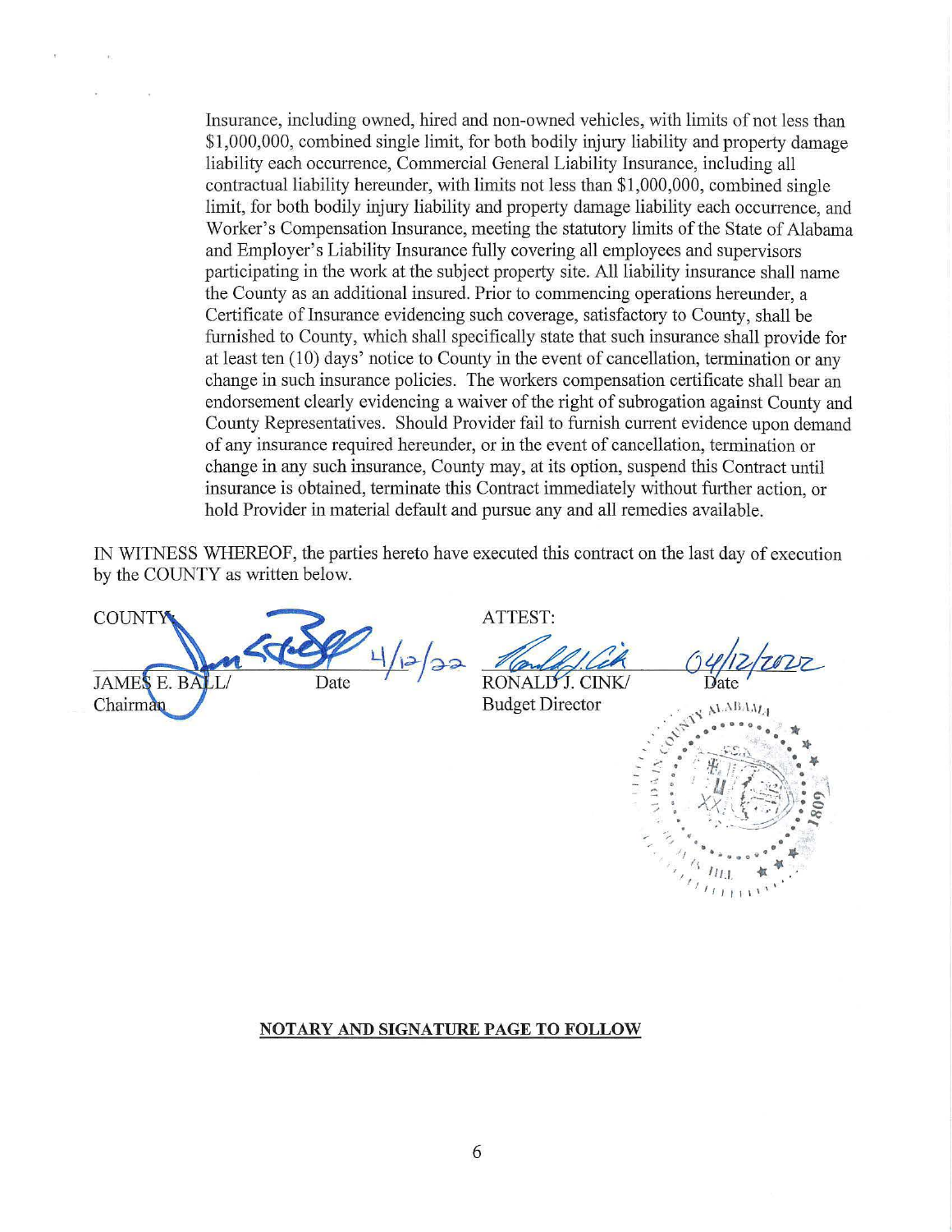Insurance, including owned, hired and non-owned vehicles, with limits of not less than $1,000,000, combined single limit, for both bodily injury liability and property damage liability each occurrence, Commercial General Liability Insurance, including all contractual liability hereunder, with limits not less than $1,000,000, combined single limit, for both bodily injury liability and property damage liability each occurrence, and Worker's Compensation Insurance, meeting the statutory limits of the State of Alabama and Employer's Liability Insurance fully covering all employees and supervisors participating in the work at the subject property site. All liability insurance shall name the County as an additional insured. Prior to commencing operations hereunder, a Certificate of Insurance evidencing such coverage, satisfactory to County, shall be furnished to County, which shall specifically state that such insurance shall provide for at least ten (10) days' notice to County in the event of cancellation, termination or any change in such insurance policies. The workers compensation certificate shall bear an endorsement clearly evidencing a waiver of the right of subrogation against County and County Representatives. Should Provider fail to furnish current evidence upon demand of any insurance required hereunder, or in the event of cancellation, termination or change in any such insurance, County may, at its option, suspend this Contract until insurance is obtained, terminate this Contract immediately without further action, or hold Provider in material default and pursue any and all remedies available.

IN WITNESS WHEREOF, the parties hereto have executed this contract on the last day of execution by the COUNTY as written below.

| COUNTY: | | ATTEST: | |
|---|---|---|---|
| JAMES E. BALL/ Chairman | Date 4/12/22 | RONALD J. CINK/ Budget Director | Date 04/12/2022 |

**NOTARY AND SIGNATURE PAGE TO FOLLOW**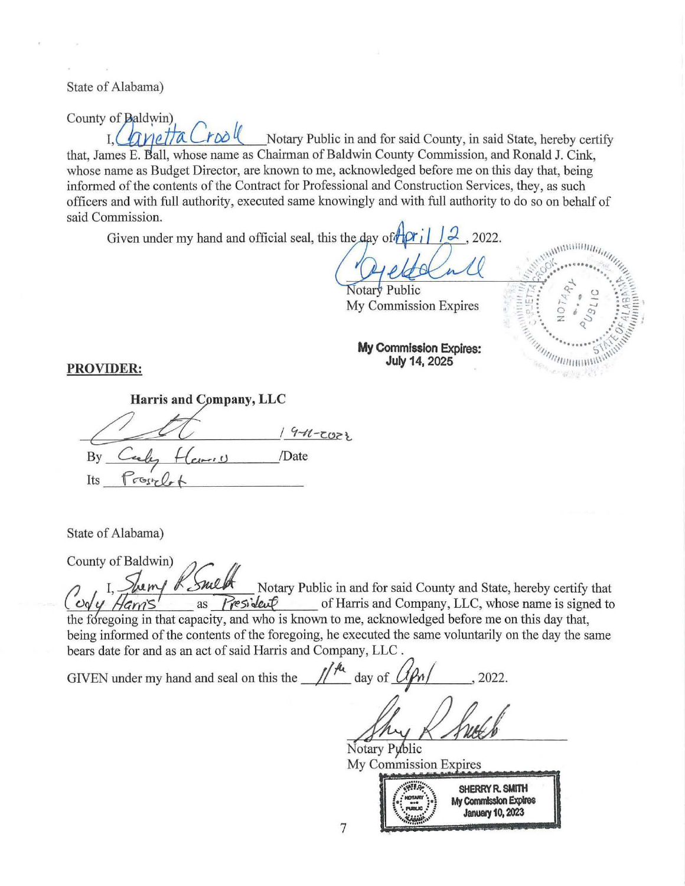State of Alabama)

County of Baldwin)

I, Carietta Crook Notary Public in and for said County, in said State, hereby certify that, James E. Ball, whose name as Chairman of Baldwin County Commission, and Ronald J. Cink, whose name as Budget Director, are known to me, acknowledged before me on this day that, being informed of the contents of the Contract for Professional and Construction Services, they, as such officers and with full authority, executed same knowingly and with full authority to do so on behalf of said Commission.

Given under my hand and official seal, this the day of April 12, 2022.

Notary Public
My Commission Expires

**My Commission Expires: July 14, 2025**

**PROVIDER:**

**Harris and Company, LLC**

_________________________ 4-11-2022
By Cody Harris /Date
Its President

State of Alabama)

County of Baldwin)

I, Sherry R Smith Notary Public in and for said County and State, hereby certify that Cody Harris as President of Harris and Company, LLC, whose name is signed to the foregoing in that capacity, and who is known to me, acknowledged before me on this day that, being informed of the contents of the foregoing, he executed the same voluntarily on the day the same bears date for and as an act of said Harris and Company, LLC .

GIVEN under my hand and seal on this the 11th day of April, 2022.

Notary Public
My Commission Expires

SHERRY R. SMITH
My Commission Expires
January 10, 2023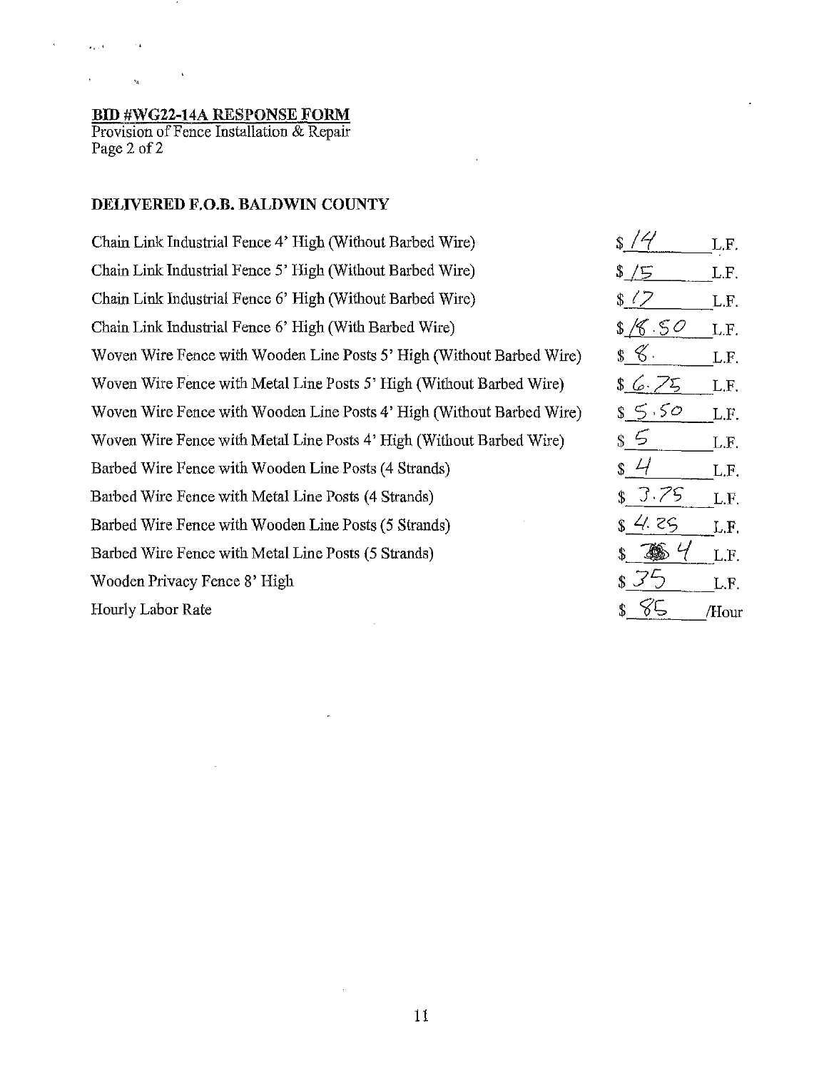**BID #WG22-14A RESPONSE FORM**
Provision of Fence Installation & Repair
Page 2 of 2

**DELIVERED F.O.B. BALDWIN COUNTY**

| | | |
|---|---|---|
| Chain Link Industrial Fence 4' High (Without Barbed Wire) | $ 14 | L.F. |
| Chain Link Industrial Fence 5' High (Without Barbed Wire) | $ 15 | L.F. |
| Chain Link Industrial Fence 6' High (Without Barbed Wire) | $ 17 | L.F. |
| Chain Link Industrial Fence 6' High (With Barbed Wire) | $ 18.50 | L.F. |
| Woven Wire Fence with Wooden Line Posts 5' High (Without Barbed Wire) | $ 8. | L.F. |
| Woven Wire Fence with Metal Line Posts 5' High (Without Barbed Wire) | $ 6.75 | L.F. |
| Woven Wire Fence with Wooden Line Posts 4' High (Without Barbed Wire) | $ 5.50 | L.F. |
| Woven Wire Fence with Metal Line Posts 4' High (Without Barbed Wire) | $ 5 | L.F. |
| Barbed Wire Fence with Wooden Line Posts (4 Strands) | $ 4 | L.F. |
| Barbed Wire Fence with Metal Line Posts (4 Strands) | $ 3.75 | L.F. |
| Barbed Wire Fence with Wooden Line Posts (5 Strands) | $ 4.25 | L.F. |
| Barbed Wire Fence with Metal Line Posts (5 Strands) | $ 4 | L.F. |
| Wooden Privacy Fence 8' High | $ 35 | L.F. |
| Hourly Labor Rate | $ 85 | /Hour |